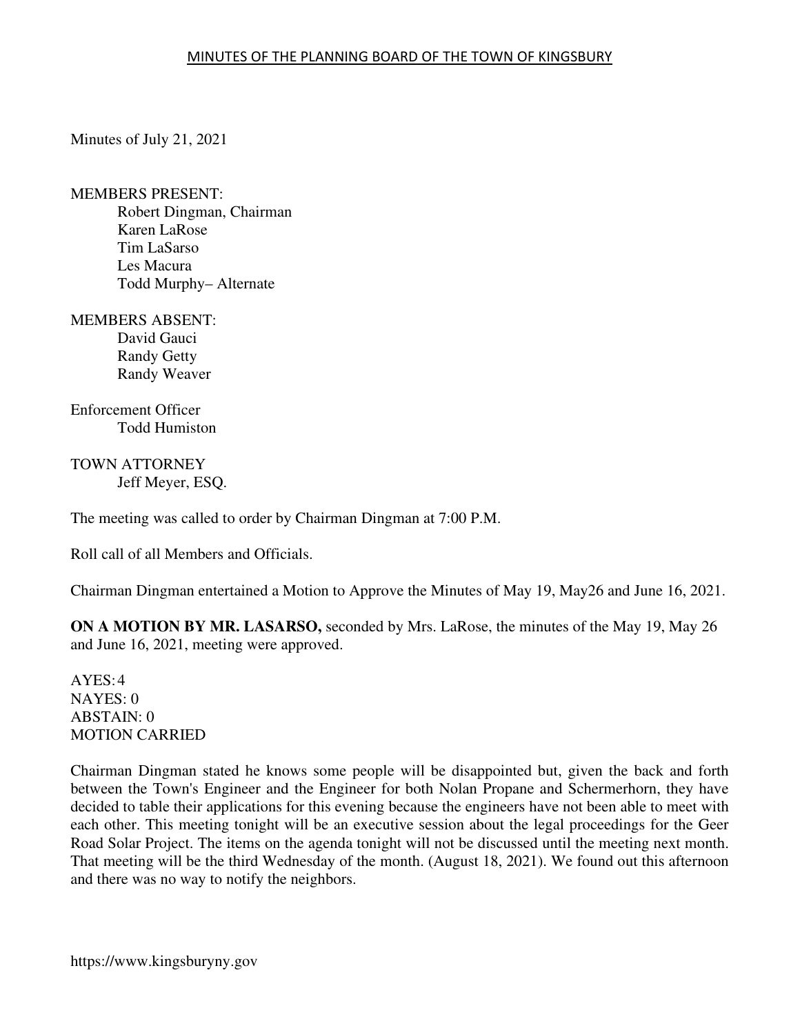# MINUTES OF THE PLANNING BOARD OF THE TOWN OF KINGSBURY

Minutes of July 21, 2021

MEMBERS PRESENT:
- Robert Dingman, Chairman
- Karen LaRose
- Tim LaSarso
- Les Macura
- Todd Murphy– Alternate

MEMBERS ABSENT:
- David Gauci
- Randy Getty
- Randy Weaver

Enforcement Officer
- Todd Humiston

TOWN ATTORNEY
- Jeff Meyer, ESQ.

The meeting was called to order by Chairman Dingman at 7:00 P.M.

Roll call of all Members and Officials.

Chairman Dingman entertained a Motion to Approve the Minutes of May 19, May26 and June 16, 2021.

**ON A MOTION BY MR. LASARSO,** seconded by Mrs. LaRose, the minutes of the May 19, May 26 and June 16, 2021, meeting were approved.

AYES: 4
NAYES: 0
ABSTAIN: 0
MOTION CARRIED

Chairman Dingman stated he knows some people will be disappointed but, given the back and forth between the Town's Engineer and the Engineer for both Nolan Propane and Schermerhorn, they have decided to table their applications for this evening because the engineers have not been able to meet with each other. This meeting tonight will be an executive session about the legal proceedings for the Geer Road Solar Project. The items on the agenda tonight will not be discussed until the meeting next month. That meeting will be the third Wednesday of the month. (August 18, 2021). We found out this afternoon and there was no way to notify the neighbors.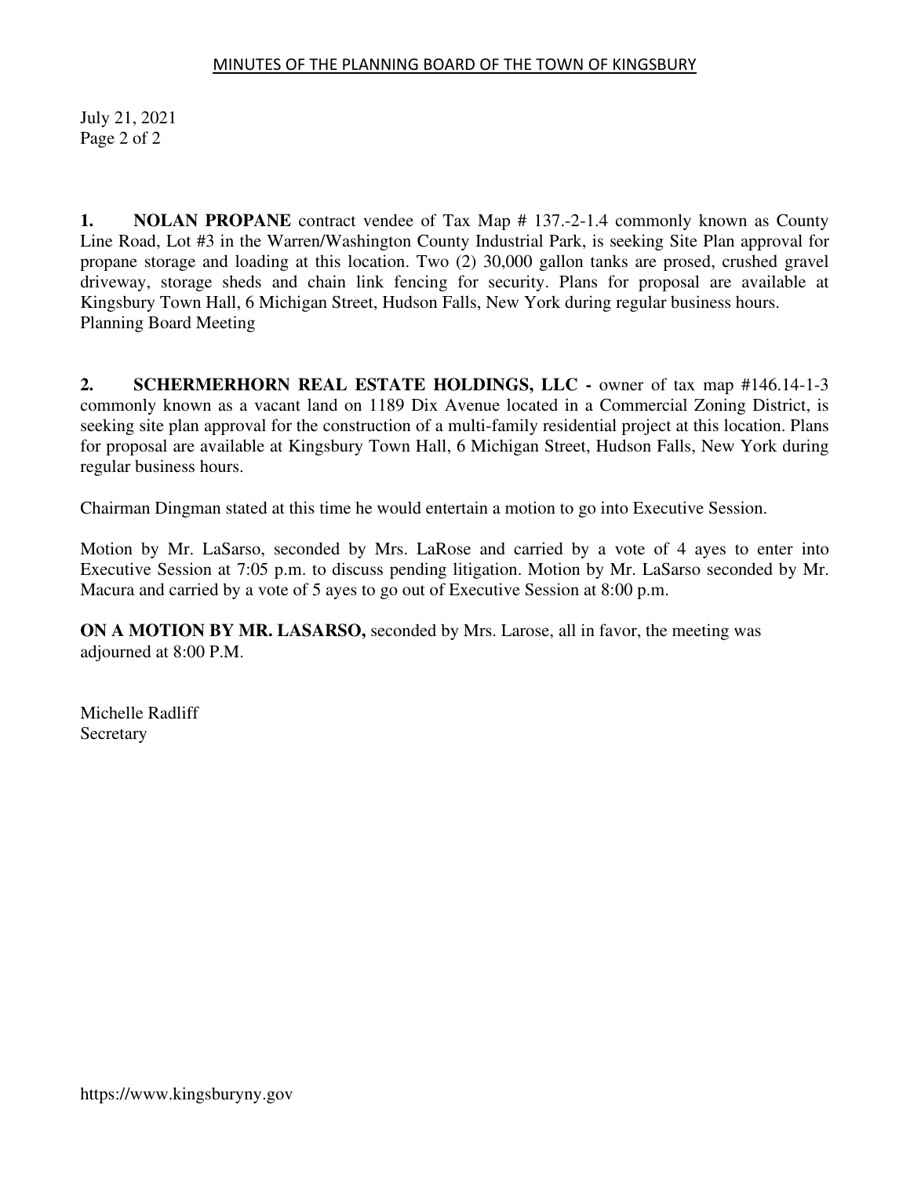1. **NOLAN PROPANE** contract vendee of Tax Map # 137.-2-1.4 commonly known as County Line Road, Lot #3 in the Warren/Washington County Industrial Park, is seeking Site Plan approval for propane storage and loading at this location. Two (2) 30,000 gallon tanks are prosed, crushed gravel driveway, storage sheds and chain link fencing for security. Plans for proposal are available at Kingsbury Town Hall, 6 Michigan Street, Hudson Falls, New York during regular business hours.
Planning Board Meeting

2. **SCHERMERHORN REAL ESTATE HOLDINGS, LLC -** owner of tax map #146.14-1-3 commonly known as a vacant land on 1189 Dix Avenue located in a Commercial Zoning District, is seeking site plan approval for the construction of a multi-family residential project at this location. Plans for proposal are available at Kingsbury Town Hall, 6 Michigan Street, Hudson Falls, New York during regular business hours.

Chairman Dingman stated at this time he would entertain a motion to go into Executive Session.

Motion by Mr. LaSarso, seconded by Mrs. LaRose and carried by a vote of 4 ayes to enter into Executive Session at 7:05 p.m. to discuss pending litigation. Motion by Mr. LaSarso seconded by Mr. Macura and carried by a vote of 5 ayes to go out of Executive Session at 8:00 p.m.

**ON A MOTION BY MR. LASARSO,** seconded by Mrs. Larose, all in favor, the meeting was adjourned at 8:00 P.M.

Michelle Radliff
Secretary